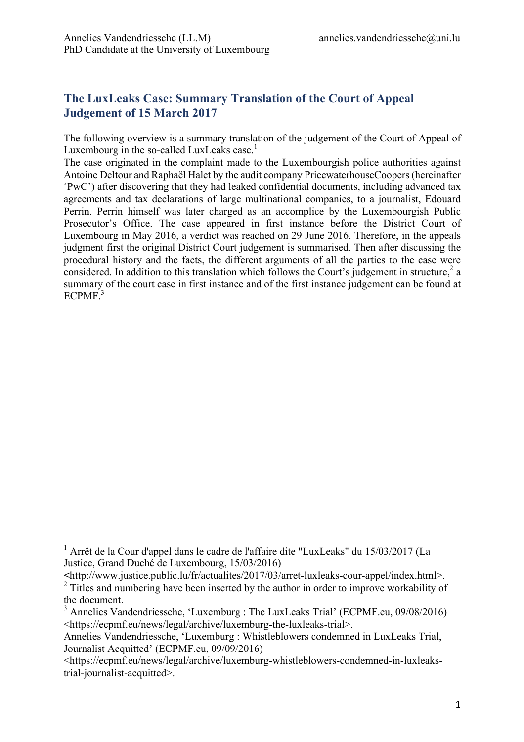Annelies Vandendriessche (LL.M)  
PhD Candidate at the University of Luxembourg  
annelies.vandendriessche@uni.lu

# The LuxLeaks Case: Summary Translation of the Court of Appeal Judgement of 15 March 2017

The following overview is a summary translation of the judgement of the Court of Appeal of Luxembourg in the so-called LuxLeaks case.[1]

The case originated in the complaint made to the Luxembourgish police authorities against Antoine Deltour and Raphaël Halet by the audit company PricewaterhouseCoopers (hereinafter 'PwC') after discovering that they had leaked confidential documents, including advanced tax agreements and tax declarations of large multinational companies, to a journalist, Edouard Perrin. Perrin himself was later charged as an accomplice by the Luxembourgish Public Prosecutor's Office. The case appeared in first instance before the District Court of Luxembourg in May 2016, a verdict was reached on 29 June 2016. Therefore, in the appeals judgment first the original District Court judgement is summarised. Then after discussing the procedural history and the facts, the different arguments of all the parties to the case were considered. In addition to this translation which follows the Court's judgement in structure,[2] a summary of the court case in first instance and of the first instance judgement can be found at ECPMF.[3]

---

[1] Arrêt de la Cour d'appel dans le cadre de l'affaire dite "LuxLeaks" du 15/03/2017 (La Justice, Grand Duché de Luxembourg, 15/03/2016) <http://www.justice.public.lu/fr/actualites/2017/03/arret-luxleaks-cour-appel/index.html>.

[2] Titles and numbering have been inserted by the author in order to improve workability of the document.

[3] Annelies Vandendriessche, 'Luxemburg : The LuxLeaks Trial' (ECPMF.eu, 09/08/2016) <https://ecpmf.eu/news/legal/archive/luxemburg-the-luxleaks-trial>.  
Annelies Vandendriessche, 'Luxemburg : Whistleblowers condemned in LuxLeaks Trial, Journalist Acquitted' (ECPMF.eu, 09/09/2016) <https://ecpmf.eu/news/legal/archive/luxemburg-whistleblowers-condemned-in-luxleaks-trial-journalist-acquitted>.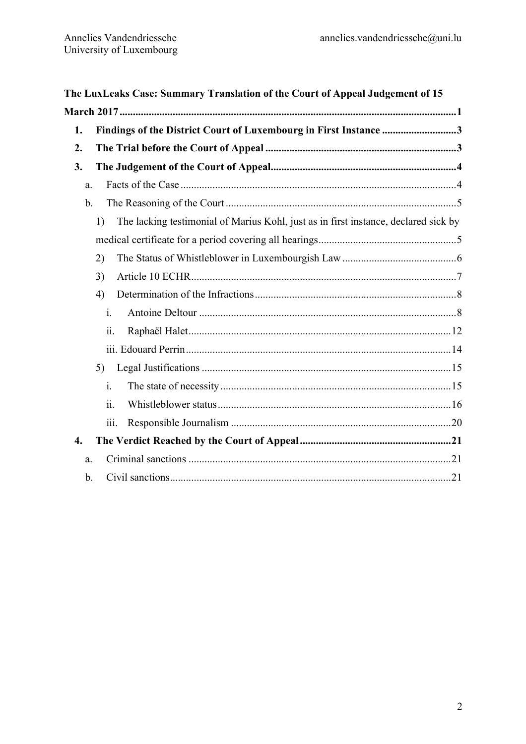**The LuxLeaks Case: Summary Translation of the Court of Appeal Judgement of 15 March 2017** .......... 1

1. **Findings of the District Court of Luxembourg in First Instance** .......... 3
2. **The Trial before the Court of Appeal** .......... 3
3. **The Judgement of the Court of Appeal** .......... 4
   a. Facts of the Case .......... 4
   b. The Reasoning of the Court .......... 5
      1) The lacking testimonial of Marius Kohl, just as in first instance, declared sick by medical certificate for a period covering all hearings .......... 5
      2) The Status of Whistleblower in Luxembourgish Law .......... 6
      3) Article 10 ECHR .......... 7
      4) Determination of the Infractions .......... 8
         i. Antoine Deltour .......... 8
         ii. Raphaël Halet .......... 12
         iii. Edouard Perrin .......... 14
      5) Legal Justifications .......... 15
         i. The state of necessity .......... 15
         ii. Whistleblower status .......... 16
         iii. Responsible Journalism .......... 20
4. **The Verdict Reached by the Court of Appeal** .......... 21
   a. Criminal sanctions .......... 21
   b. Civil sanctions .......... 21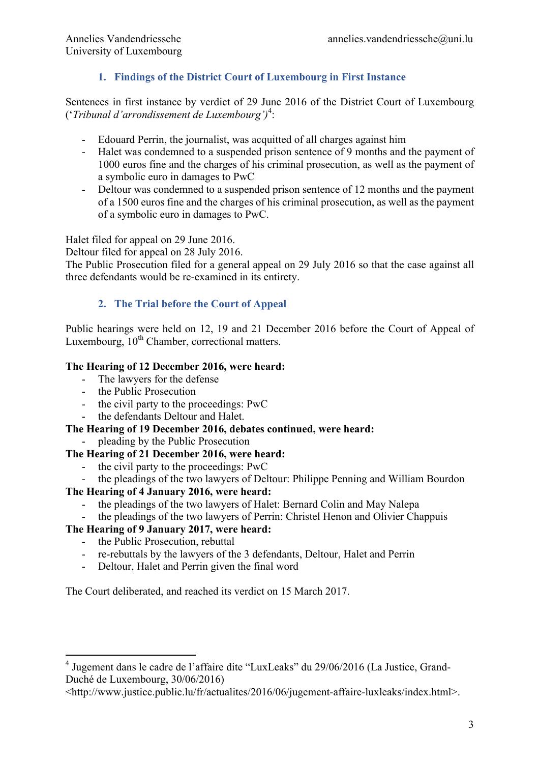## 1. Findings of the District Court of Luxembourg in First Instance

Sentences in first instance by verdict of 29 June 2016 of the District Court of Luxembourg (‘*Tribunal d’arrondissement de Luxembourg’)*[4]:

- Edouard Perrin, the journalist, was acquitted of all charges against him
- Halet was condemned to a suspended prison sentence of 9 months and the payment of 1000 euros fine and the charges of his criminal prosecution, as well as the payment of a symbolic euro in damages to PwC
- Deltour was condemned to a suspended prison sentence of 12 months and the payment of a 1500 euros fine and the charges of his criminal prosecution, as well as the payment of a symbolic euro in damages to PwC.

Halet filed for appeal on 29 June 2016.
Deltour filed for appeal on 28 July 2016.
The Public Prosecution filed for a general appeal on 29 July 2016 so that the case against all three defendants would be re-examined in its entirety.

## 2. The Trial before the Court of Appeal

Public hearings were held on 12, 19 and 21 December 2016 before the Court of Appeal of Luxembourg, 10th Chamber, correctional matters.

**The Hearing of 12 December 2016, were heard:**

- The lawyers for the defense
- the Public Prosecution
- the civil party to the proceedings: PwC
- the defendants Deltour and Halet.

**The Hearing of 19 December 2016, debates continued, were heard:**

- pleading by the Public Prosecution

**The Hearing of 21 December 2016, were heard:**

- the civil party to the proceedings: PwC
- the pleadings of the two lawyers of Deltour: Philippe Penning and William Bourdon

**The Hearing of 4 January 2016, were heard:**

- the pleadings of the two lawyers of Halet: Bernard Colin and May Nalepa
- the pleadings of the two lawyers of Perrin: Christel Henon and Olivier Chappuis

**The Hearing of 9 January 2017, were heard:**

- the Public Prosecution, rebuttal
- re-rebuttals by the lawyers of the 3 defendants, Deltour, Halet and Perrin
- Deltour, Halet and Perrin given the final word

The Court deliberated, and reached its verdict on 15 March 2017.

---

[4] Jugement dans le cadre de l’affaire dite “LuxLeaks” du 29/06/2016 (La Justice, Grand-Duché de Luxembourg, 30/06/2016) <http://www.justice.public.lu/fr/actualites/2016/06/jugement-affaire-luxleaks/index.html>.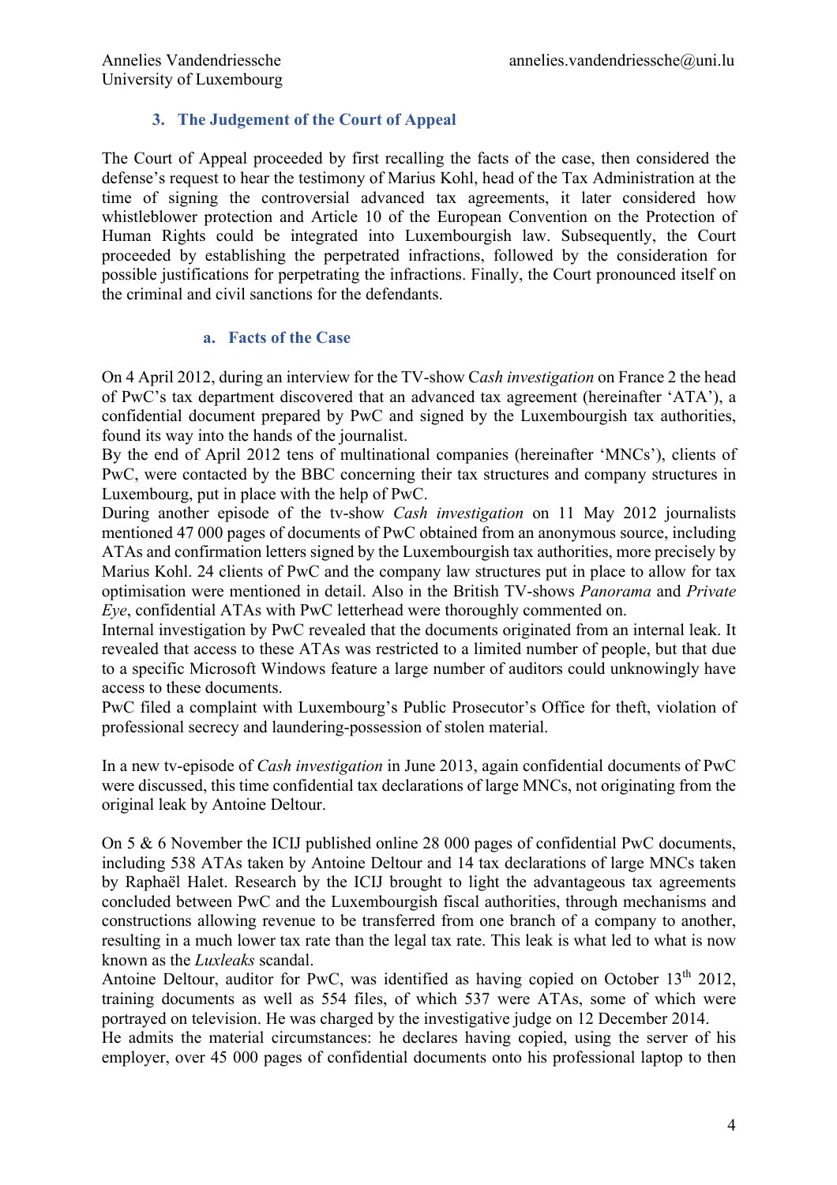## 3. The Judgement of the Court of Appeal

The Court of Appeal proceeded by first recalling the facts of the case, then considered the defense's request to hear the testimony of Marius Kohl, head of the Tax Administration at the time of signing the controversial advanced tax agreements, it later considered how whistleblower protection and Article 10 of the European Convention on the Protection of Human Rights could be integrated into Luxembourgish law. Subsequently, the Court proceeded by establishing the perpetrated infractions, followed by the consideration for possible justifications for perpetrating the infractions. Finally, the Court pronounced itself on the criminal and civil sanctions for the defendants.

### a. Facts of the Case

On 4 April 2012, during an interview for the TV-show C*ash investigation* on France 2 the head of PwC's tax department discovered that an advanced tax agreement (hereinafter 'ATA'), a confidential document prepared by PwC and signed by the Luxembourgish tax authorities, found its way into the hands of the journalist.
By the end of April 2012 tens of multinational companies (hereinafter 'MNCs'), clients of PwC, were contacted by the BBC concerning their tax structures and company structures in Luxembourg, put in place with the help of PwC.
During another episode of the tv-show *Cash investigation* on 11 May 2012 journalists mentioned 47 000 pages of documents of PwC obtained from an anonymous source, including ATAs and confirmation letters signed by the Luxembourgish tax authorities, more precisely by Marius Kohl. 24 clients of PwC and the company law structures put in place to allow for tax optimisation were mentioned in detail. Also in the British TV-shows *Panorama* and *Private Eye*, confidential ATAs with PwC letterhead were thoroughly commented on.
Internal investigation by PwC revealed that the documents originated from an internal leak. It revealed that access to these ATAs was restricted to a limited number of people, but that due to a specific Microsoft Windows feature a large number of auditors could unknowingly have access to these documents.
PwC filed a complaint with Luxembourg's Public Prosecutor's Office for theft, violation of professional secrecy and laundering-possession of stolen material.

In a new tv-episode of *Cash investigation* in June 2013, again confidential documents of PwC were discussed, this time confidential tax declarations of large MNCs, not originating from the original leak by Antoine Deltour.

On 5 & 6 November the ICIJ published online 28 000 pages of confidential PwC documents, including 538 ATAs taken by Antoine Deltour and 14 tax declarations of large MNCs taken by Raphaël Halet. Research by the ICIJ brought to light the advantageous tax agreements concluded between PwC and the Luxembourgish fiscal authorities, through mechanisms and constructions allowing revenue to be transferred from one branch of a company to another, resulting in a much lower tax rate than the legal tax rate. This leak is what led to what is now known as the *Luxleaks* scandal.
Antoine Deltour, auditor for PwC, was identified as having copied on October 13th 2012, training documents as well as 554 files, of which 537 were ATAs, some of which were portrayed on television. He was charged by the investigative judge on 12 December 2014.
He admits the material circumstances: he declares having copied, using the server of his employer, over 45 000 pages of confidential documents onto his professional laptop to then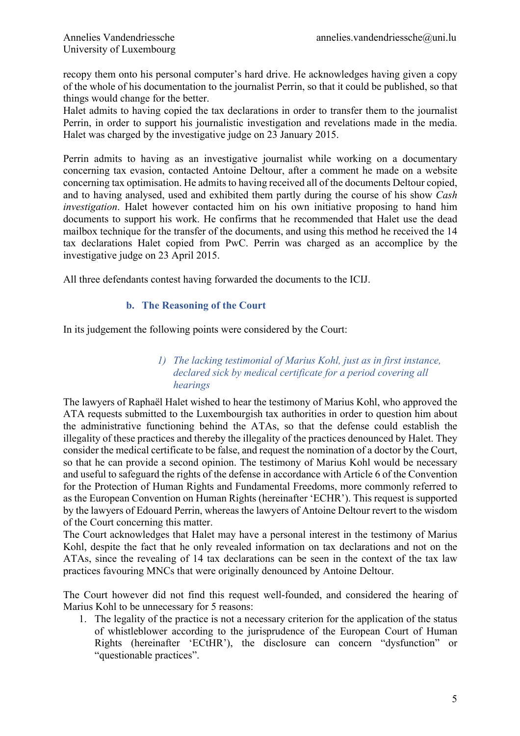recopy them onto his personal computer's hard drive. He acknowledges having given a copy of the whole of his documentation to the journalist Perrin, so that it could be published, so that things would change for the better.
Halet admits to having copied the tax declarations in order to transfer them to the journalist Perrin, in order to support his journalistic investigation and revelations made in the media. Halet was charged by the investigative judge on 23 January 2015.

Perrin admits to having as an investigative journalist while working on a documentary concerning tax evasion, contacted Antoine Deltour, after a comment he made on a website concerning tax optimisation. He admits to having received all of the documents Deltour copied, and to having analysed, used and exhibited them partly during the course of his show *Cash investigation*. Halet however contacted him on his own initiative proposing to hand him documents to support his work. He confirms that he recommended that Halet use the dead mailbox technique for the transfer of the documents, and using this method he received the 14 tax declarations Halet copied from PwC. Perrin was charged as an accomplice by the investigative judge on 23 April 2015.

All three defendants contest having forwarded the documents to the ICIJ.

### b. The Reasoning of the Court

In its judgement the following points were considered by the Court:

#### *1) The lacking testimonial of Marius Kohl, just as in first instance, declared sick by medical certificate for a period covering all hearings*

The lawyers of Raphaël Halet wished to hear the testimony of Marius Kohl, who approved the ATA requests submitted to the Luxembourgish tax authorities in order to question him about the administrative functioning behind the ATAs, so that the defense could establish the illegality of these practices and thereby the illegality of the practices denounced by Halet. They consider the medical certificate to be false, and request the nomination of a doctor by the Court, so that he can provide a second opinion. The testimony of Marius Kohl would be necessary and useful to safeguard the rights of the defense in accordance with Article 6 of the Convention for the Protection of Human Rights and Fundamental Freedoms, more commonly referred to as the European Convention on Human Rights (hereinafter 'ECHR'). This request is supported by the lawyers of Edouard Perrin, whereas the lawyers of Antoine Deltour revert to the wisdom of the Court concerning this matter.
The Court acknowledges that Halet may have a personal interest in the testimony of Marius Kohl, despite the fact that he only revealed information on tax declarations and not on the ATAs, since the revealing of 14 tax declarations can be seen in the context of the tax law practices favouring MNCs that were originally denounced by Antoine Deltour.

The Court however did not find this request well-founded, and considered the hearing of Marius Kohl to be unnecessary for 5 reasons:

1. The legality of the practice is not a necessary criterion for the application of the status of whistleblower according to the jurisprudence of the European Court of Human Rights (hereinafter 'ECtHR'), the disclosure can concern "dysfunction" or "questionable practices".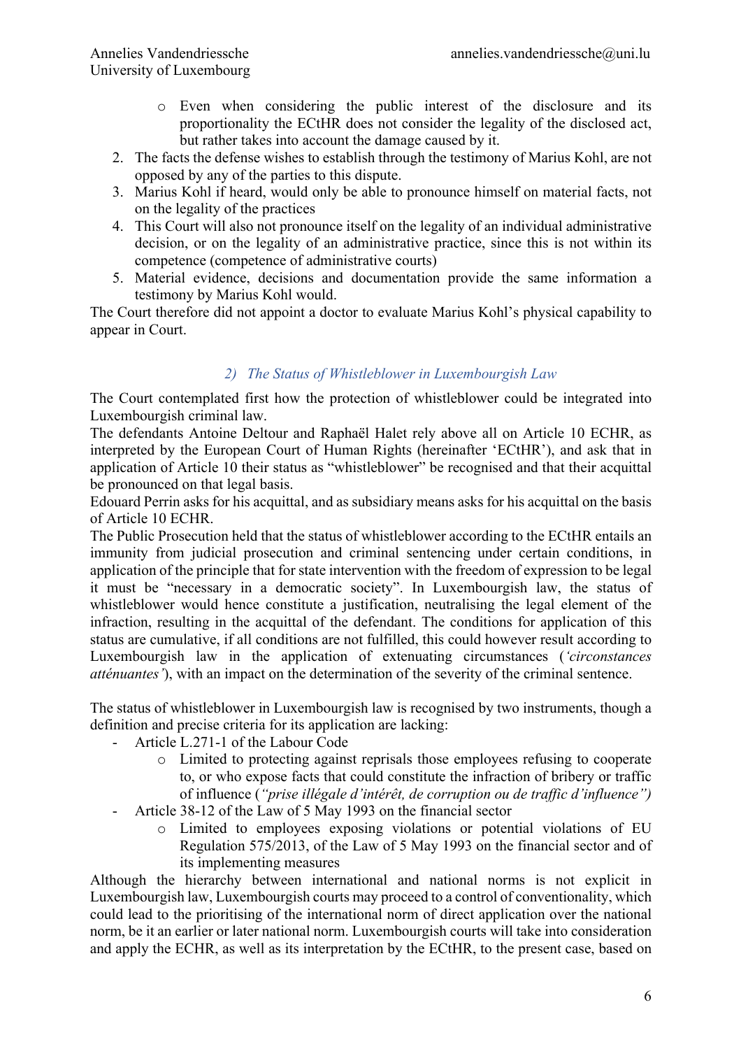- Even when considering the public interest of the disclosure and its proportionality the ECtHR does not consider the legality of the disclosed act, but rather takes into account the damage caused by it.

2. The facts the defense wishes to establish through the testimony of Marius Kohl, are not opposed by any of the parties to this dispute.
3. Marius Kohl if heard, would only be able to pronounce himself on material facts, not on the legality of the practices
4. This Court will also not pronounce itself on the legality of an individual administrative decision, or on the legality of an administrative practice, since this is not within its competence (competence of administrative courts)
5. Material evidence, decisions and documentation provide the same information a testimony by Marius Kohl would.

The Court therefore did not appoint a doctor to evaluate Marius Kohl's physical capability to appear in Court.

### *2) The Status of Whistleblower in Luxembourgish Law*

The Court contemplated first how the protection of whistleblower could be integrated into Luxembourgish criminal law.
The defendants Antoine Deltour and Raphaël Halet rely above all on Article 10 ECHR, as interpreted by the European Court of Human Rights (hereinafter 'ECtHR'), and ask that in application of Article 10 their status as "whistleblower" be recognised and that their acquittal be pronounced on that legal basis.
Edouard Perrin asks for his acquittal, and as subsidiary means asks for his acquittal on the basis of Article 10 ECHR.
The Public Prosecution held that the status of whistleblower according to the ECtHR entails an immunity from judicial prosecution and criminal sentencing under certain conditions, in application of the principle that for state intervention with the freedom of expression to be legal it must be "necessary in a democratic society". In Luxembourgish law, the status of whistleblower would hence constitute a justification, neutralising the legal element of the infraction, resulting in the acquittal of the defendant. The conditions for application of this status are cumulative, if all conditions are not fulfilled, this could however result according to Luxembourgish law in the application of extenuating circumstances (*'circonstances atténuantes'*), with an impact on the determination of the severity of the criminal sentence.

The status of whistleblower in Luxembourgish law is recognised by two instruments, though a definition and precise criteria for its application are lacking:

- Article L.271-1 of the Labour Code
  - Limited to protecting against reprisals those employees refusing to cooperate to, or who expose facts that could constitute the infraction of bribery or traffic of influence (*"prise illégale d'intérêt, de corruption ou de traffic d'influence")*
- Article 38-12 of the Law of 5 May 1993 on the financial sector
  - Limited to employees exposing violations or potential violations of EU Regulation 575/2013, of the Law of 5 May 1993 on the financial sector and of its implementing measures

Although the hierarchy between international and national norms is not explicit in Luxembourgish law, Luxembourgish courts may proceed to a control of conventionality, which could lead to the prioritising of the international norm of direct application over the national norm, be it an earlier or later national norm. Luxembourgish courts will take into consideration and apply the ECHR, as well as its interpretation by the ECtHR, to the present case, based on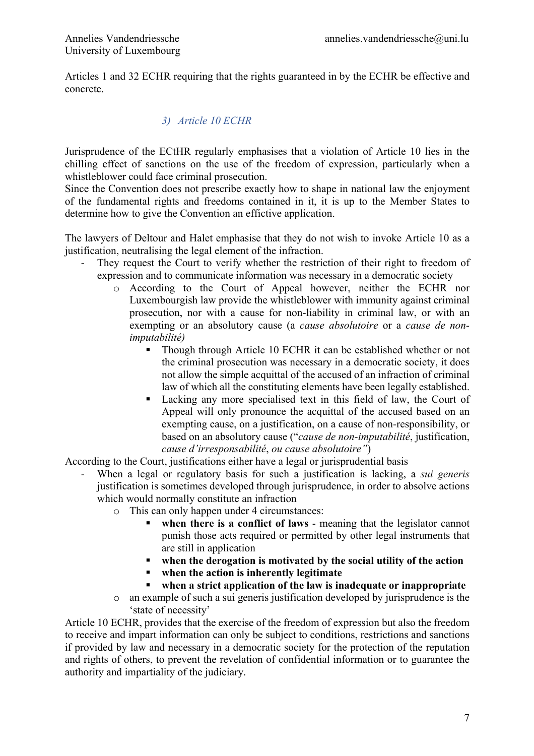Articles 1 and 32 ECHR requiring that the rights guaranteed in by the ECHR be effective and concrete.

### *3) Article 10 ECHR*

Jurisprudence of the ECtHR regularly emphasises that a violation of Article 10 lies in the chilling effect of sanctions on the use of the freedom of expression, particularly when a whistleblower could face criminal prosecution.
Since the Convention does not prescribe exactly how to shape in national law the enjoyment of the fundamental rights and freedoms contained in it, it is up to the Member States to determine how to give the Convention an effective application.

The lawyers of Deltour and Halet emphasise that they do not wish to invoke Article 10 as a justification, neutralising the legal element of the infraction.

- They request the Court to verify whether the restriction of their right to freedom of expression and to communicate information was necessary in a democratic society
  - According to the Court of Appeal however, neither the ECHR nor Luxembourgish law provide the whistleblower with immunity against criminal prosecution, nor with a cause for non-liability in criminal law, or with an exempting or an absolutory cause (a *cause absolutoire* or a *cause de non-imputabilité)*
    - Though through Article 10 ECHR it can be established whether or not the criminal prosecution was necessary in a democratic society, it does not allow the simple acquittal of the accused of an infraction of criminal law of which all the constituting elements have been legally established.
    - Lacking any more specialised text in this field of law, the Court of Appeal will only pronounce the acquittal of the accused based on an exempting cause, on a justification, on a cause of non-responsibility, or based on an absolutory cause ("*cause de non-imputabilité*, justification, *cause d'irresponsabilité*, *ou cause absolutoire"*)

According to the Court, justifications either have a legal or jurisprudential basis

- When a legal or regulatory basis for such a justification is lacking, a *sui generis* justification is sometimes developed through jurisprudence, in order to absolve actions which would normally constitute an infraction
  - This can only happen under 4 circumstances:
    - **when there is a conflict of laws** - meaning that the legislator cannot punish those acts required or permitted by other legal instruments that are still in application
    - **when the derogation is motivated by the social utility of the action**
    - **when the action is inherently legitimate**
    - **when a strict application of the law is inadequate or inappropriate**
  - an example of such a sui generis justification developed by jurisprudence is the 'state of necessity'

Article 10 ECHR, provides that the exercise of the freedom of expression but also the freedom to receive and impart information can only be subject to conditions, restrictions and sanctions if provided by law and necessary in a democratic society for the protection of the reputation and rights of others, to prevent the revelation of confidential information or to guarantee the authority and impartiality of the judiciary.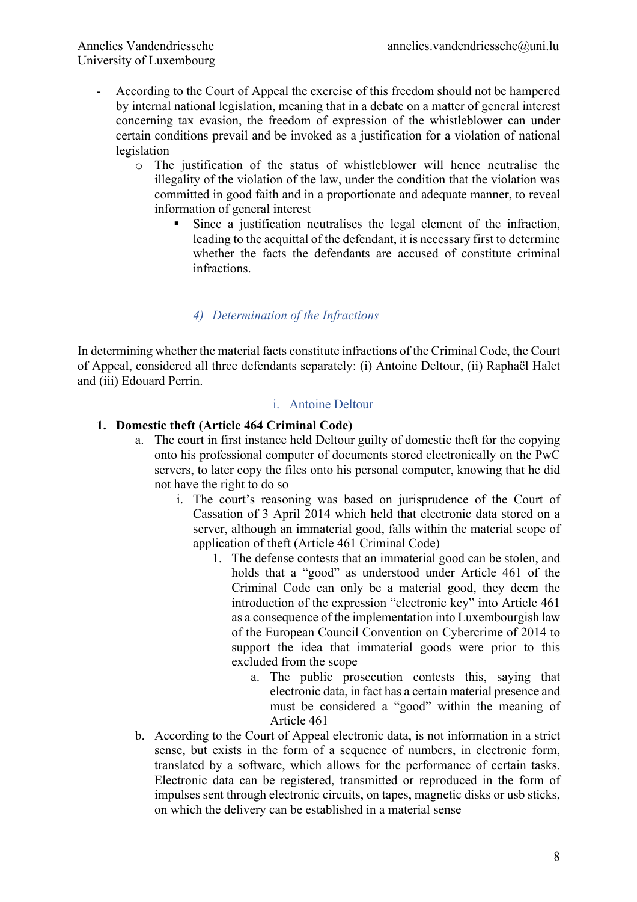- According to the Court of Appeal the exercise of this freedom should not be hampered by internal national legislation, meaning that in a debate on a matter of general interest concerning tax evasion, the freedom of expression of the whistleblower can under certain conditions prevail and be invoked as a justification for a violation of national legislation
    - The justification of the status of whistleblower will hence neutralise the illegality of the violation of the law, under the condition that the violation was committed in good faith and in a proportionate and adequate manner, to reveal information of general interest
        - Since a justification neutralises the legal element of the infraction, leading to the acquittal of the defendant, it is necessary first to determine whether the facts the defendants are accused of constitute criminal infractions.

### *4) Determination of the Infractions*

In determining whether the material facts constitute infractions of the Criminal Code, the Court of Appeal, considered all three defendants separately: (i) Antoine Deltour, (ii) Raphaël Halet and (iii) Edouard Perrin.

#### i. Antoine Deltour

1. **Domestic theft (Article 464 Criminal Code)**
    a. The court in first instance held Deltour guilty of domestic theft for the copying onto his professional computer of documents stored electronically on the PwC servers, to later copy the files onto his personal computer, knowing that he did not have the right to do so
        i. The court's reasoning was based on jurisprudence of the Court of Cassation of 3 April 2014 which held that electronic data stored on a server, although an immaterial good, falls within the material scope of application of theft (Article 461 Criminal Code)
            1. The defense contests that an immaterial good can be stolen, and holds that a "good" as understood under Article 461 of the Criminal Code can only be a material good, they deem the introduction of the expression "electronic key" into Article 461 as a consequence of the implementation into Luxembourgish law of the European Council Convention on Cybercrime of 2014 to support the idea that immaterial goods were prior to this excluded from the scope
                a. The public prosecution contests this, saying that electronic data, in fact has a certain material presence and must be considered a "good" within the meaning of Article 461
    b. According to the Court of Appeal electronic data, is not information in a strict sense, but exists in the form of a sequence of numbers, in electronic form, translated by a software, which allows for the performance of certain tasks. Electronic data can be registered, transmitted or reproduced in the form of impulses sent through electronic circuits, on tapes, magnetic disks or usb sticks, on which the delivery can be established in a material sense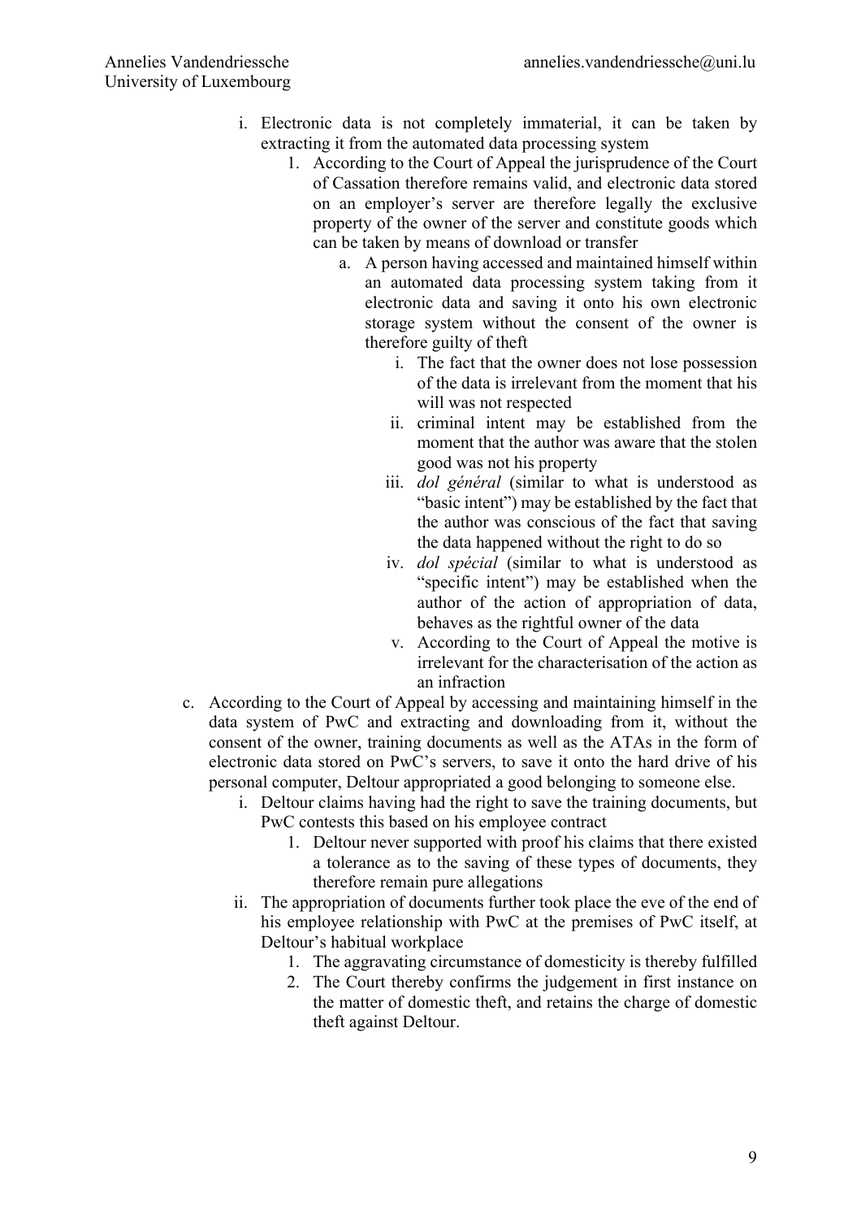- i. Electronic data is not completely immaterial, it can be taken by extracting it from the automated data processing system
    1. According to the Court of Appeal the jurisprudence of the Court of Cassation therefore remains valid, and electronic data stored on an employer's server are therefore legally the exclusive property of the owner of the server and constitute goods which can be taken by means of download or transfer
        a. A person having accessed and maintained himself within an automated data processing system taking from it electronic data and saving it onto his own electronic storage system without the consent of the owner is therefore guilty of theft
            i. The fact that the owner does not lose possession of the data is irrelevant from the moment that his will was not respected
            ii. criminal intent may be established from the moment that the author was aware that the stolen good was not his property
            iii. *dol général* (similar to what is understood as "basic intent") may be established by the fact that the author was conscious of the fact that saving the data happened without the right to do so
            iv. *dol spécial* (similar to what is understood as "specific intent") may be established when the author of the action of appropriation of data, behaves as the rightful owner of the data
            v. According to the Court of Appeal the motive is irrelevant for the characterisation of the action as an infraction

c. According to the Court of Appeal by accessing and maintaining himself in the data system of PwC and extracting and downloading from it, without the consent of the owner, training documents as well as the ATAs in the form of electronic data stored on PwC's servers, to save it onto the hard drive of his personal computer, Deltour appropriated a good belonging to someone else.
    i. Deltour claims having had the right to save the training documents, but PwC contests this based on his employee contract
        1. Deltour never supported with proof his claims that there existed a tolerance as to the saving of these types of documents, they therefore remain pure allegations
    ii. The appropriation of documents further took place the eve of the end of his employee relationship with PwC at the premises of PwC itself, at Deltour's habitual workplace
        1. The aggravating circumstance of domesticity is thereby fulfilled
        2. The Court thereby confirms the judgement in first instance on the matter of domestic theft, and retains the charge of domestic theft against Deltour.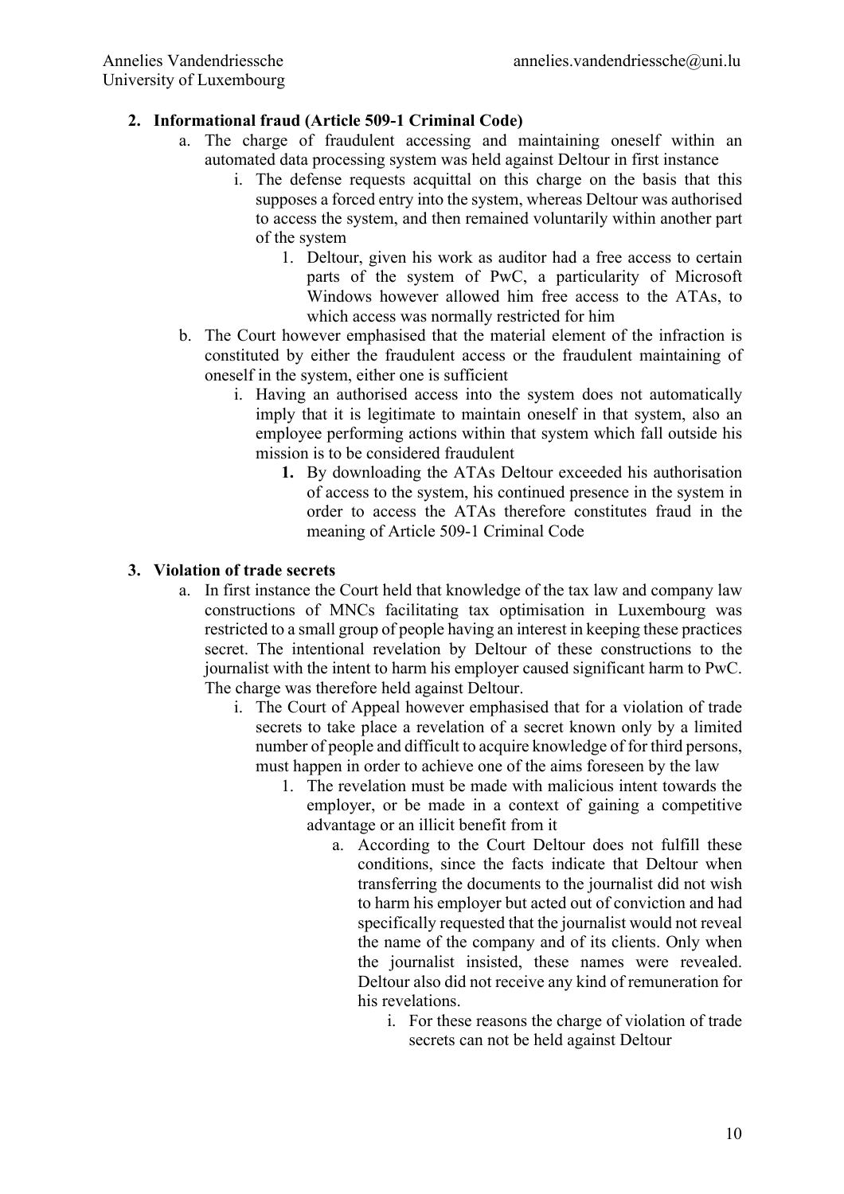2. **Informational fraud (Article 509-1 Criminal Code)**
    a. The charge of fraudulent accessing and maintaining oneself within an automated data processing system was held against Deltour in first instance
        i. The defense requests acquittal on this charge on the basis that this supposes a forced entry into the system, whereas Deltour was authorised to access the system, and then remained voluntarily within another part of the system
            1. Deltour, given his work as auditor had a free access to certain parts of the system of PwC, a particularity of Microsoft Windows however allowed him free access to the ATAs, to which access was normally restricted for him
    b. The Court however emphasised that the material element of the infraction is constituted by either the fraudulent access or the fraudulent maintaining of oneself in the system, either one is sufficient
        i. Having an authorised access into the system does not automatically imply that it is legitimate to maintain oneself in that system, also an employee performing actions within that system which fall outside his mission is to be considered fraudulent
            1. By downloading the ATAs Deltour exceeded his authorisation of access to the system, his continued presence in the system in order to access the ATAs therefore constitutes fraud in the meaning of Article 509-1 Criminal Code

3. **Violation of trade secrets**
    a. In first instance the Court held that knowledge of the tax law and company law constructions of MNCs facilitating tax optimisation in Luxembourg was restricted to a small group of people having an interest in keeping these practices secret. The intentional revelation by Deltour of these constructions to the journalist with the intent to harm his employer caused significant harm to PwC. The charge was therefore held against Deltour.
        i. The Court of Appeal however emphasised that for a violation of trade secrets to take place a revelation of a secret known only by a limited number of people and difficult to acquire knowledge of for third persons, must happen in order to achieve one of the aims foreseen by the law
            1. The revelation must be made with malicious intent towards the employer, or be made in a context of gaining a competitive advantage or an illicit benefit from it
                a. According to the Court Deltour does not fulfill these conditions, since the facts indicate that Deltour when transferring the documents to the journalist did not wish to harm his employer but acted out of conviction and had specifically requested that the journalist would not reveal the name of the company and of its clients. Only when the journalist insisted, these names were revealed. Deltour also did not receive any kind of remuneration for his revelations.
                    i. For these reasons the charge of violation of trade secrets can not be held against Deltour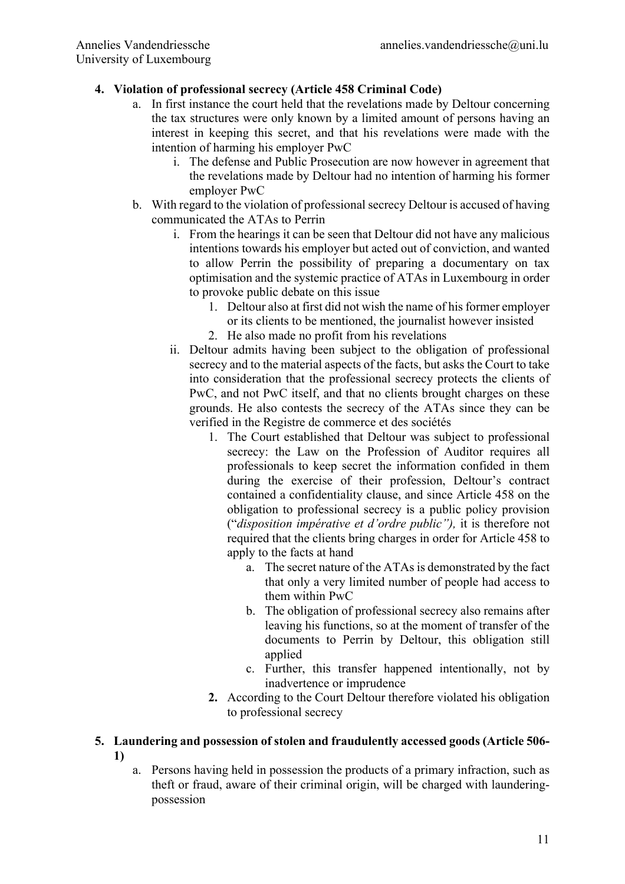4. **Violation of professional secrecy (Article 458 Criminal Code)**
    a. In first instance the court held that the revelations made by Deltour concerning the tax structures were only known by a limited amount of persons having an interest in keeping this secret, and that his revelations were made with the intention of harming his employer PwC
        i. The defense and Public Prosecution are now however in agreement that the revelations made by Deltour had no intention of harming his former employer PwC
    b. With regard to the violation of professional secrecy Deltour is accused of having communicated the ATAs to Perrin
        i. From the hearings it can be seen that Deltour did not have any malicious intentions towards his employer but acted out of conviction, and wanted to allow Perrin the possibility of preparing a documentary on tax optimisation and the systemic practice of ATAs in Luxembourg in order to provoke public debate on this issue
            1. Deltour also at first did not wish the name of his former employer or its clients to be mentioned, the journalist however insisted
            2. He also made no profit from his revelations
        ii. Deltour admits having been subject to the obligation of professional secrecy and to the material aspects of the facts, but asks the Court to take into consideration that the professional secrecy protects the clients of PwC, and not PwC itself, and that no clients brought charges on these grounds. He also contests the secrecy of the ATAs since they can be verified in the Registre de commerce et des sociétés
            1. The Court established that Deltour was subject to professional secrecy: the Law on the Profession of Auditor requires all professionals to keep secret the information confided in them during the exercise of their profession, Deltour's contract contained a confidentiality clause, and since Article 458 on the obligation to professional secrecy is a public policy provision ("*disposition impérative et d'ordre public"),* it is therefore not required that the clients bring charges in order for Article 458 to apply to the facts at hand
                a. The secret nature of the ATAs is demonstrated by the fact that only a very limited number of people had access to them within PwC
                b. The obligation of professional secrecy also remains after leaving his functions, so at the moment of transfer of the documents to Perrin by Deltour, this obligation still applied
                c. Further, this transfer happened intentionally, not by inadvertence or imprudence
            2. According to the Court Deltour therefore violated his obligation to professional secrecy

5. **Laundering and possession of stolen and fraudulently accessed goods (Article 506-1)**
    a. Persons having held in possession the products of a primary infraction, such as theft or fraud, aware of their criminal origin, will be charged with laundering-possession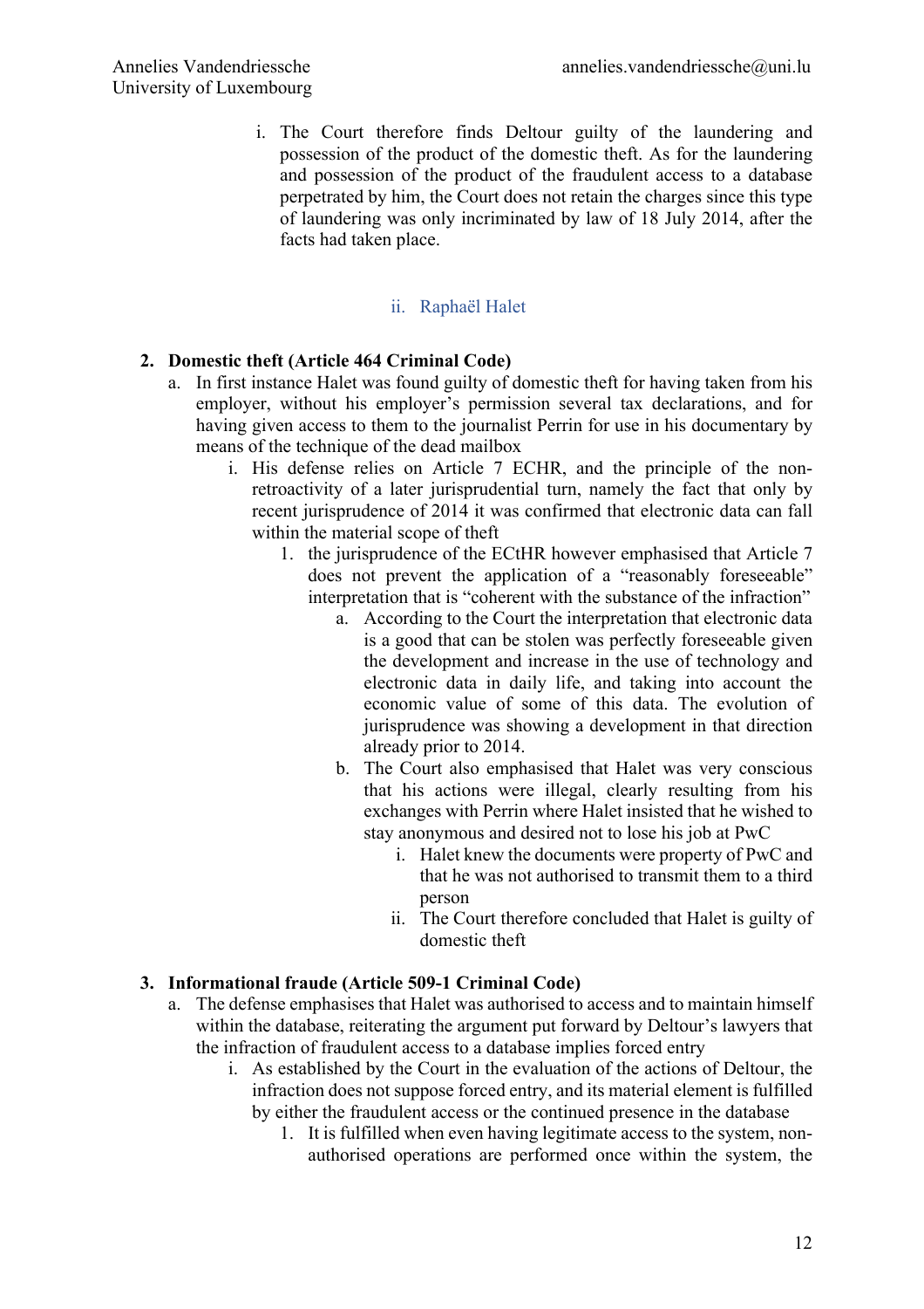i. The Court therefore finds Deltour guilty of the laundering and possession of the product of the domestic theft. As for the laundering and possession of the product of the fraudulent access to a database perpetrated by him, the Court does not retain the charges since this type of laundering was only incriminated by law of 18 July 2014, after the facts had taken place.

### ii. Raphaël Halet

**2. Domestic theft (Article 464 Criminal Code)**

- a. In first instance Halet was found guilty of domestic theft for having taken from his employer, without his employer's permission several tax declarations, and for having given access to them to the journalist Perrin for use in his documentary by means of the technique of the dead mailbox
  - i. His defense relies on Article 7 ECHR, and the principle of the non-retroactivity of a later jurisprudential turn, namely the fact that only by recent jurisprudence of 2014 it was confirmed that electronic data can fall within the material scope of theft
    1. the jurisprudence of the ECtHR however emphasised that Article 7 does not prevent the application of a "reasonably foreseeable" interpretation that is "coherent with the substance of the infraction"
       - a. According to the Court the interpretation that electronic data is a good that can be stolen was perfectly foreseeable given the development and increase in the use of technology and electronic data in daily life, and taking into account the economic value of some of this data. The evolution of jurisprudence was showing a development in that direction already prior to 2014.
       - b. The Court also emphasised that Halet was very conscious that his actions were illegal, clearly resulting from his exchanges with Perrin where Halet insisted that he wished to stay anonymous and desired not to lose his job at PwC
         - i. Halet knew the documents were property of PwC and that he was not authorised to transmit them to a third person
         - ii. The Court therefore concluded that Halet is guilty of domestic theft

**3. Informational fraude (Article 509-1 Criminal Code)**

- a. The defense emphasises that Halet was authorised to access and to maintain himself within the database, reiterating the argument put forward by Deltour's lawyers that the infraction of fraudulent access to a database implies forced entry
  - i. As established by the Court in the evaluation of the actions of Deltour, the infraction does not suppose forced entry, and its material element is fulfilled by either the fraudulent access or the continued presence in the database
    1. It is fulfilled when even having legitimate access to the system, non-authorised operations are performed once within the system, the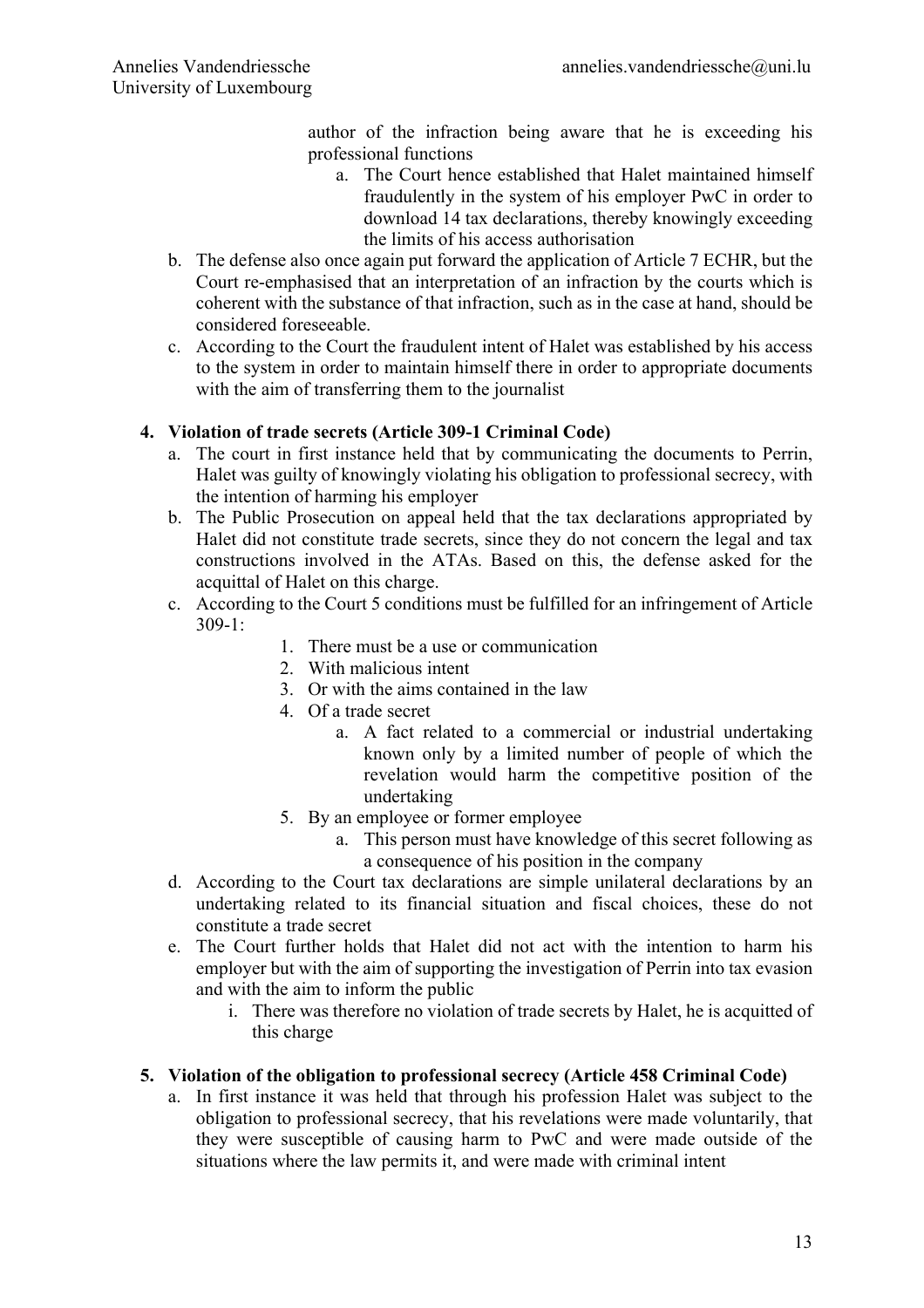author of the infraction being aware that he is exceeding his professional functions

   a. The Court hence established that Halet maintained himself fraudulently in the system of his employer PwC in order to download 14 tax declarations, thereby knowingly exceeding the limits of his access authorisation

b. The defense also once again put forward the application of Article 7 ECHR, but the Court re-emphasised that an interpretation of an infraction by the courts which is coherent with the substance of that infraction, such as in the case at hand, should be considered foreseeable.

c. According to the Court the fraudulent intent of Halet was established by his access to the system in order to maintain himself there in order to appropriate documents with the aim of transferring them to the journalist

**4. Violation of trade secrets (Article 309-1 Criminal Code)**

a. The court in first instance held that by communicating the documents to Perrin, Halet was guilty of knowingly violating his obligation to professional secrecy, with the intention of harming his employer

b. The Public Prosecution on appeal held that the tax declarations appropriated by Halet did not constitute trade secrets, since they do not concern the legal and tax constructions involved in the ATAs. Based on this, the defense asked for the acquittal of Halet on this charge.

c. According to the Court 5 conditions must be fulfilled for an infringement of Article 309-1:

   1. There must be a use or communication
   2. With malicious intent
   3. Or with the aims contained in the law
   4. Of a trade secret
      a. A fact related to a commercial or industrial undertaking known only by a limited number of people of which the revelation would harm the competitive position of the undertaking
   5. By an employee or former employee
      a. This person must have knowledge of this secret following as a consequence of his position in the company

d. According to the Court tax declarations are simple unilateral declarations by an undertaking related to its financial situation and fiscal choices, these do not constitute a trade secret

e. The Court further holds that Halet did not act with the intention to harm his employer but with the aim of supporting the investigation of Perrin into tax evasion and with the aim to inform the public

   i. There was therefore no violation of trade secrets by Halet, he is acquitted of this charge

**5. Violation of the obligation to professional secrecy (Article 458 Criminal Code)**

a. In first instance it was held that through his profession Halet was subject to the obligation to professional secrecy, that his revelations were made voluntarily, that they were susceptible of causing harm to PwC and were made outside of the situations where the law permits it, and were made with criminal intent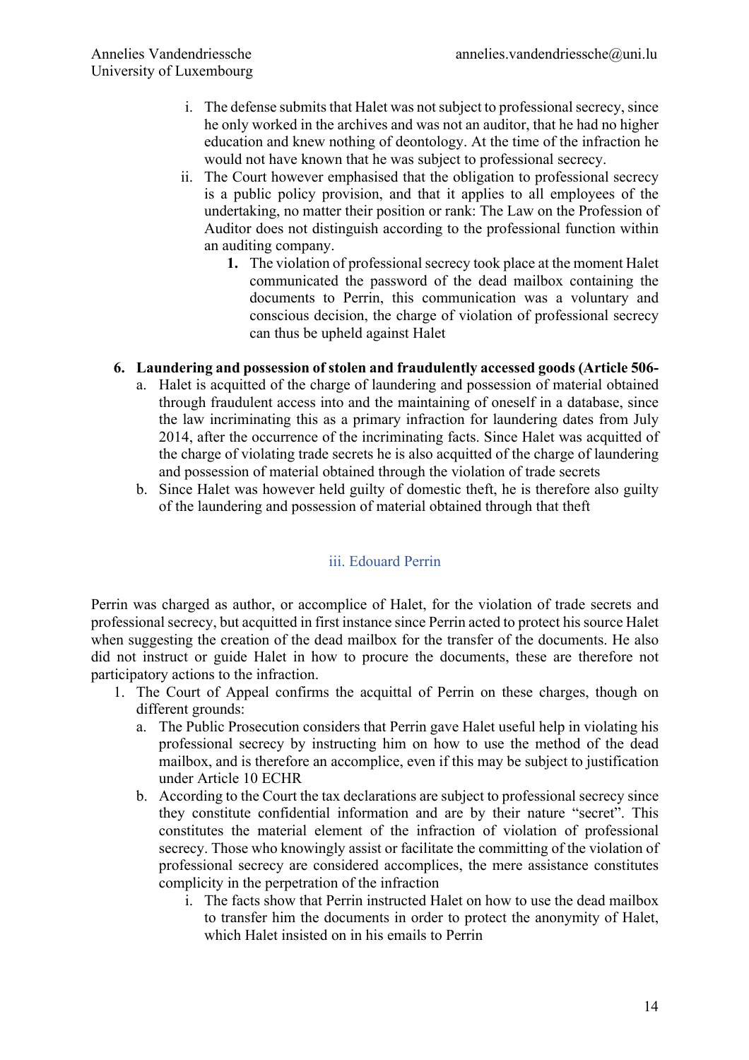i. The defense submits that Halet was not subject to professional secrecy, since he only worked in the archives and was not an auditor, that he had no higher education and knew nothing of deontology. At the time of the infraction he would not have known that he was subject to professional secrecy.

ii. The Court however emphasised that the obligation to professional secrecy is a public policy provision, and that it applies to all employees of the undertaking, no matter their position or rank: The Law on the Profession of Auditor does not distinguish according to the professional function within an auditing company.

   1. The violation of professional secrecy took place at the moment Halet communicated the password of the dead mailbox containing the documents to Perrin, this communication was a voluntary and conscious decision, the charge of violation of professional secrecy can thus be upheld against Halet

6. **Laundering and possession of stolen and fraudulently accessed goods (Article 506-**
   a. Halet is acquitted of the charge of laundering and possession of material obtained through fraudulent access into and the maintaining of oneself in a database, since the law incriminating this as a primary infraction for laundering dates from July 2014, after the occurrence of the incriminating facts. Since Halet was acquitted of the charge of violating trade secrets he is also acquitted of the charge of laundering and possession of material obtained through the violation of trade secrets
   b. Since Halet was however held guilty of domestic theft, he is therefore also guilty of the laundering and possession of material obtained through that theft

### iii. Edouard Perrin

Perrin was charged as author, or accomplice of Halet, for the violation of trade secrets and professional secrecy, but acquitted in first instance since Perrin acted to protect his source Halet when suggesting the creation of the dead mailbox for the transfer of the documents. He also did not instruct or guide Halet in how to procure the documents, these are therefore not participatory actions to the infraction.

1. The Court of Appeal confirms the acquittal of Perrin on these charges, though on different grounds:
   a. The Public Prosecution considers that Perrin gave Halet useful help in violating his professional secrecy by instructing him on how to use the method of the dead mailbox, and is therefore an accomplice, even if this may be subject to justification under Article 10 ECHR
   b. According to the Court the tax declarations are subject to professional secrecy since they constitute confidential information and are by their nature "secret". This constitutes the material element of the infraction of violation of professional secrecy. Those who knowingly assist or facilitate the committing of the violation of professional secrecy are considered accomplices, the mere assistance constitutes complicity in the perpetration of the infraction
      i. The facts show that Perrin instructed Halet on how to use the dead mailbox to transfer him the documents in order to protect the anonymity of Halet, which Halet insisted on in his emails to Perrin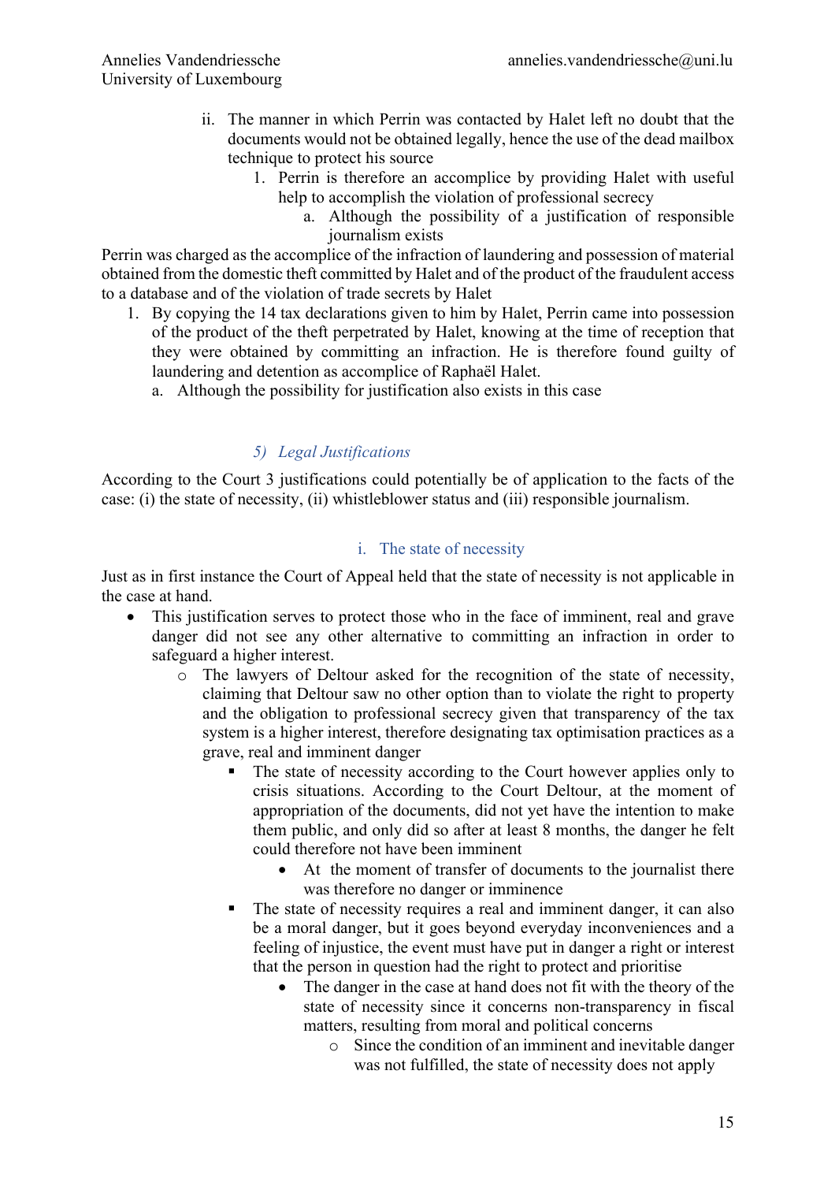ii. The manner in which Perrin was contacted by Halet left no doubt that the documents would not be obtained legally, hence the use of the dead mailbox technique to protect his source
    1. Perrin is therefore an accomplice by providing Halet with useful help to accomplish the violation of professional secrecy
        a. Although the possibility of a justification of responsible journalism exists

Perrin was charged as the accomplice of the infraction of laundering and possession of material obtained from the domestic theft committed by Halet and of the product of the fraudulent access to a database and of the violation of trade secrets by Halet

1. By copying the 14 tax declarations given to him by Halet, Perrin came into possession of the product of the theft perpetrated by Halet, knowing at the time of reception that they were obtained by committing an infraction. He is therefore found guilty of laundering and detention as accomplice of Raphaël Halet.
    a. Although the possibility for justification also exists in this case

### *5) Legal Justifications*

According to the Court 3 justifications could potentially be of application to the facts of the case: (i) the state of necessity, (ii) whistleblower status and (iii) responsible journalism.

#### i. The state of necessity

Just as in first instance the Court of Appeal held that the state of necessity is not applicable in the case at hand.

- This justification serves to protect those who in the face of imminent, real and grave danger did not see any other alternative to committing an infraction in order to safeguard a higher interest.
    - The lawyers of Deltour asked for the recognition of the state of necessity, claiming that Deltour saw no other option than to violate the right to property and the obligation to professional secrecy given that transparency of the tax system is a higher interest, therefore designating tax optimisation practices as a grave, real and imminent danger
        - The state of necessity according to the Court however applies only to crisis situations. According to the Court Deltour, at the moment of appropriation of the documents, did not yet have the intention to make them public, and only did so after at least 8 months, the danger he felt could therefore not have been imminent
            - At the moment of transfer of documents to the journalist there was therefore no danger or imminence
        - The state of necessity requires a real and imminent danger, it can also be a moral danger, but it goes beyond everyday inconveniences and a feeling of injustice, the event must have put in danger a right or interest that the person in question had the right to protect and prioritise
            - The danger in the case at hand does not fit with the theory of the state of necessity since it concerns non-transparency in fiscal matters, resulting from moral and political concerns
                - Since the condition of an imminent and inevitable danger was not fulfilled, the state of necessity does not apply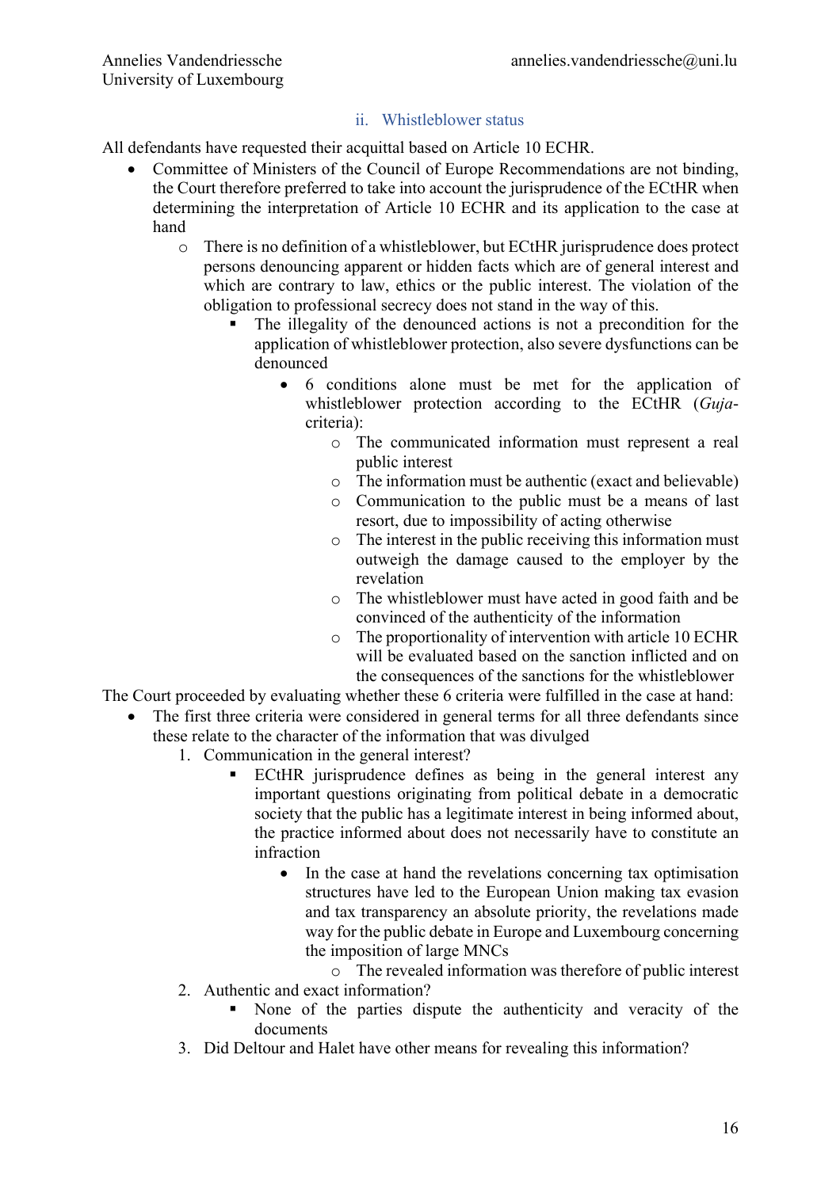### ii. Whistleblower status

All defendants have requested their acquittal based on Article 10 ECHR.

- Committee of Ministers of the Council of Europe Recommendations are not binding, the Court therefore preferred to take into account the jurisprudence of the ECtHR when determining the interpretation of Article 10 ECHR and its application to the case at hand
  - There is no definition of a whistleblower, but ECtHR jurisprudence does protect persons denouncing apparent or hidden facts which are of general interest and which are contrary to law, ethics or the public interest. The violation of the obligation to professional secrecy does not stand in the way of this.
    - The illegality of the denounced actions is not a precondition for the application of whistleblower protection, also severe dysfunctions can be denounced
      - 6 conditions alone must be met for the application of whistleblower protection according to the ECtHR (*Guja*-criteria):
        - The communicated information must represent a real public interest
        - The information must be authentic (exact and believable)
        - Communication to the public must be a means of last resort, due to impossibility of acting otherwise
        - The interest in the public receiving this information must outweigh the damage caused to the employer by the revelation
        - The whistleblower must have acted in good faith and be convinced of the authenticity of the information
        - The proportionality of intervention with article 10 ECHR will be evaluated based on the sanction inflicted and on the consequences of the sanctions for the whistleblower

The Court proceeded by evaluating whether these 6 criteria were fulfilled in the case at hand:

- The first three criteria were considered in general terms for all three defendants since these relate to the character of the information that was divulged
  1. Communication in the general interest?
     - ECtHR jurisprudence defines as being in the general interest any important questions originating from political debate in a democratic society that the public has a legitimate interest in being informed about, the practice informed about does not necessarily have to constitute an infraction
       - In the case at hand the revelations concerning tax optimisation structures have led to the European Union making tax evasion and tax transparency an absolute priority, the revelations made way for the public debate in Europe and Luxembourg concerning the imposition of large MNCs
         - The revealed information was therefore of public interest
  2. Authentic and exact information?
     - None of the parties dispute the authenticity and veracity of the documents
  3. Did Deltour and Halet have other means for revealing this information?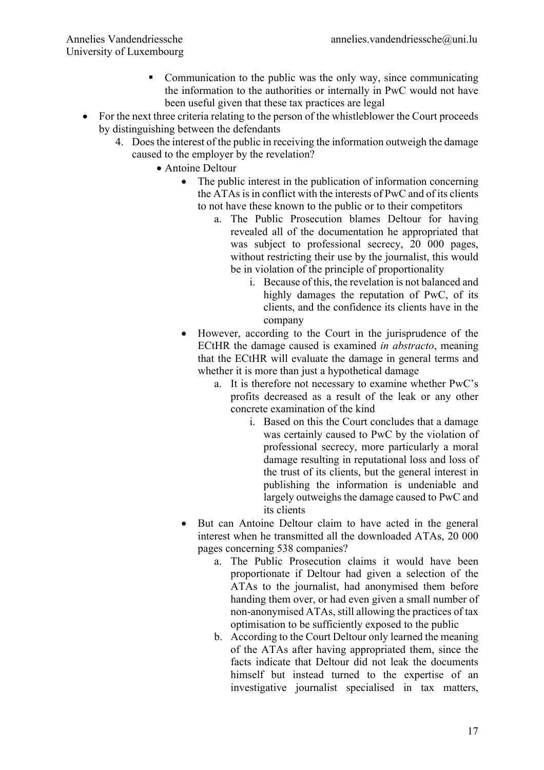- Communication to the public was the only way, since communicating the information to the authorities or internally in PwC would not have been useful given that these tax practices are legal
- For the next three criteria relating to the person of the whistleblower the Court proceeds by distinguishing between the defendants
    4. Does the interest of the public in receiving the information outweigh the damage caused to the employer by the revelation?
        - Antoine Deltour
            - The public interest in the publication of information concerning the ATAs is in conflict with the interests of PwC and of its clients to not have these known to the public or to their competitors
                a. The Public Prosecution blames Deltour for having revealed all of the documentation he appropriated that was subject to professional secrecy, 20 000 pages, without restricting their use by the journalist, this would be in violation of the principle of proportionality
                    i. Because of this, the revelation is not balanced and highly damages the reputation of PwC, of its clients, and the confidence its clients have in the company
            - However, according to the Court in the jurisprudence of the ECtHR the damage caused is examined *in abstracto*, meaning that the ECtHR will evaluate the damage in general terms and whether it is more than just a hypothetical damage
                a. It is therefore not necessary to examine whether PwC's profits decreased as a result of the leak or any other concrete examination of the kind
                    i. Based on this the Court concludes that a damage was certainly caused to PwC by the violation of professional secrecy, more particularly a moral damage resulting in reputational loss and loss of the trust of its clients, but the general interest in publishing the information is undeniable and largely outweighs the damage caused to PwC and its clients
            - But can Antoine Deltour claim to have acted in the general interest when he transmitted all the downloaded ATAs, 20 000 pages concerning 538 companies?
                a. The Public Prosecution claims it would have been proportionate if Deltour had given a selection of the ATAs to the journalist, had anonymised them before handing them over, or had even given a small number of non-anonymised ATAs, still allowing the practices of tax optimisation to be sufficiently exposed to the public
                b. According to the Court Deltour only learned the meaning of the ATAs after having appropriated them, since the facts indicate that Deltour did not leak the documents himself but instead turned to the expertise of an investigative journalist specialised in tax matters,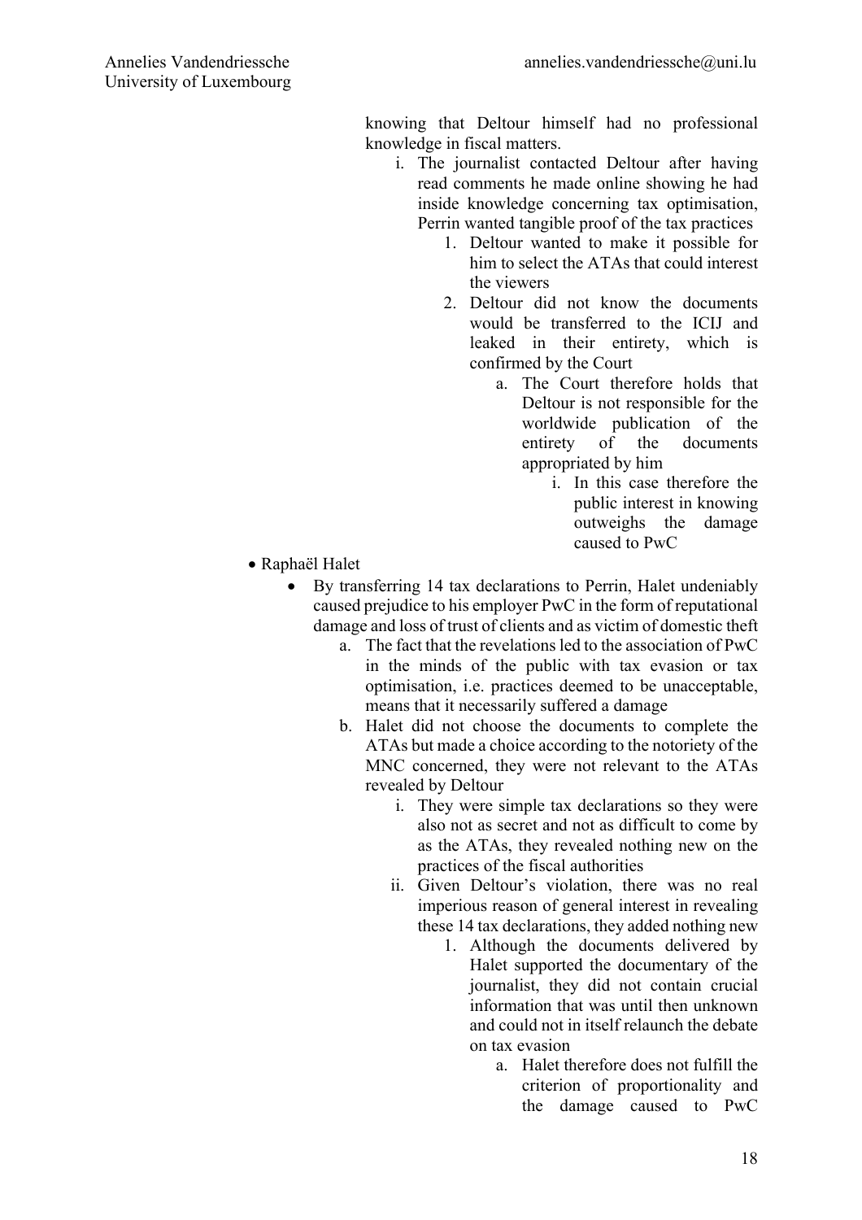knowing that Deltour himself had no professional knowledge in fiscal matters.

- i. The journalist contacted Deltour after having read comments he made online showing he had inside knowledge concerning tax optimisation, Perrin wanted tangible proof of the tax practices
  1. Deltour wanted to make it possible for him to select the ATAs that could interest the viewers
  2. Deltour did not know the documents would be transferred to the ICIJ and leaked in their entirety, which is confirmed by the Court
     - a. The Court therefore holds that Deltour is not responsible for the worldwide publication of the entirety of the documents appropriated by him
       - i. In this case therefore the public interest in knowing outweighs the damage caused to PwC

- Raphaël Halet
  - By transferring 14 tax declarations to Perrin, Halet undeniably caused prejudice to his employer PwC in the form of reputational damage and loss of trust of clients and as victim of domestic theft
    - a. The fact that the revelations led to the association of PwC in the minds of the public with tax evasion or tax optimisation, i.e. practices deemed to be unacceptable, means that it necessarily suffered a damage
    - b. Halet did not choose the documents to complete the ATAs but made a choice according to the notoriety of the MNC concerned, they were not relevant to the ATAs revealed by Deltour
      - i. They were simple tax declarations so they were also not as secret and not as difficult to come by as the ATAs, they revealed nothing new on the practices of the fiscal authorities
      - ii. Given Deltour's violation, there was no real imperious reason of general interest in revealing these 14 tax declarations, they added nothing new
        1. Although the documents delivered by Halet supported the documentary of the journalist, they did not contain crucial information that was until then unknown and could not in itself relaunch the debate on tax evasion
           - a. Halet therefore does not fulfill the criterion of proportionality and the damage caused to PwC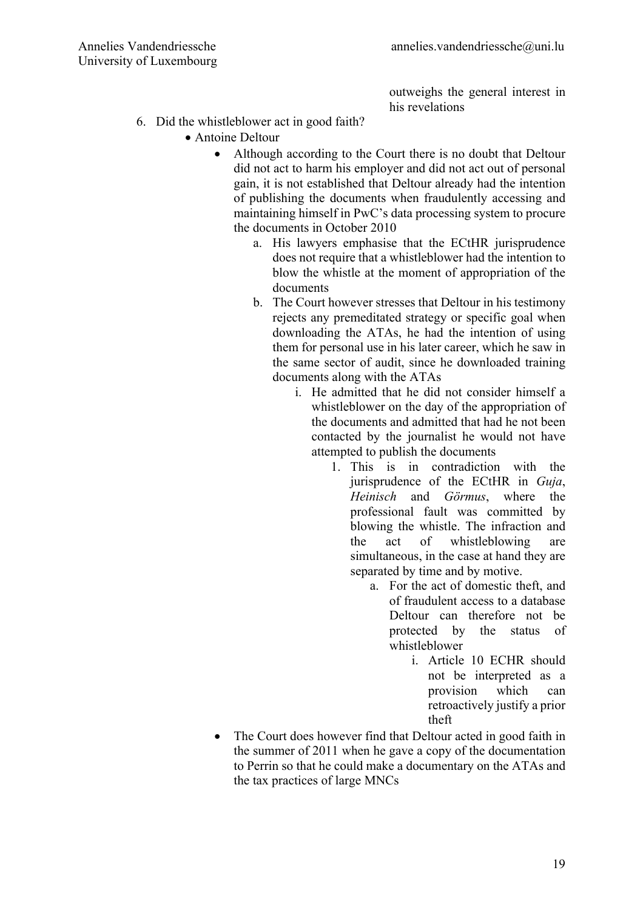outweighs the general interest in his revelations

6. Did the whistleblower act in good faith?
    - Antoine Deltour
        - Although according to the Court there is no doubt that Deltour did not act to harm his employer and did not act out of personal gain, it is not established that Deltour already had the intention of publishing the documents when fraudulently accessing and maintaining himself in PwC's data processing system to procure the documents in October 2010
            a. His lawyers emphasise that the ECtHR jurisprudence does not require that a whistleblower had the intention to blow the whistle at the moment of appropriation of the documents
            b. The Court however stresses that Deltour in his testimony rejects any premeditated strategy or specific goal when downloading the ATAs, he had the intention of using them for personal use in his later career, which he saw in the same sector of audit, since he downloaded training documents along with the ATAs
                i. He admitted that he did not consider himself a whistleblower on the day of the appropriation of the documents and admitted that had he not been contacted by the journalist he would not have attempted to publish the documents
                    1. This is in contradiction with the jurisprudence of the ECtHR in *Guja*, *Heinisch* and *Görmus*, where the professional fault was committed by blowing the whistle. The infraction and the act of whistleblowing are simultaneous, in the case at hand they are separated by time and by motive.
                        a. For the act of domestic theft, and of fraudulent access to a database Deltour can therefore not be protected by the status of whistleblower
                            i. Article 10 ECHR should not be interpreted as a provision which can retroactively justify a prior theft
        - The Court does however find that Deltour acted in good faith in the summer of 2011 when he gave a copy of the documentation to Perrin so that he could make a documentary on the ATAs and the tax practices of large MNCs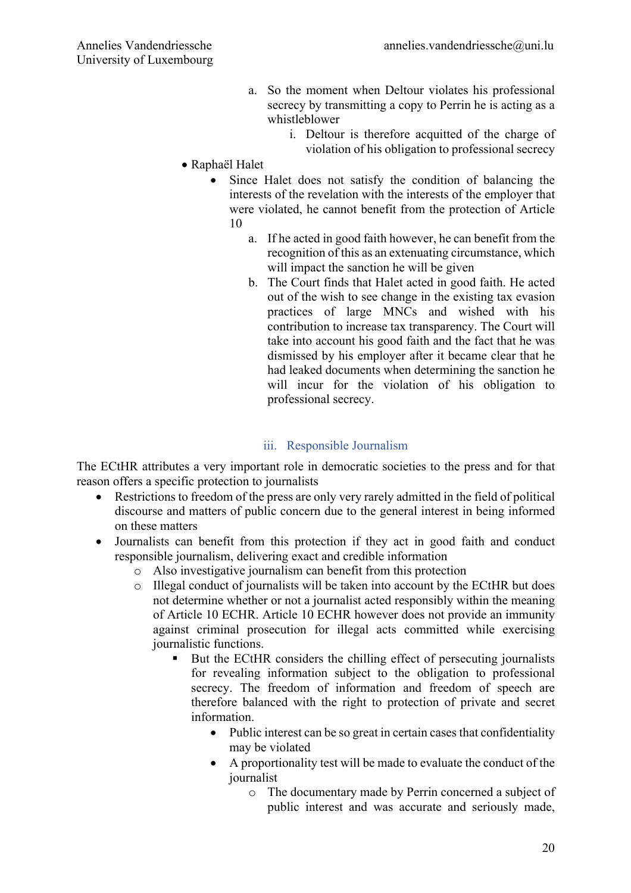a. So the moment when Deltour violates his professional secrecy by transmitting a copy to Perrin he is acting as a whistleblower
    i. Deltour is therefore acquitted of the charge of violation of his obligation to professional secrecy

- Raphaël Halet
    - Since Halet does not satisfy the condition of balancing the interests of the revelation with the interests of the employer that were violated, he cannot benefit from the protection of Article 10
        a. If he acted in good faith however, he can benefit from the recognition of this as an extenuating circumstance, which will impact the sanction he will be given
        b. The Court finds that Halet acted in good faith. He acted out of the wish to see change in the existing tax evasion practices of large MNCs and wished with his contribution to increase tax transparency. The Court will take into account his good faith and the fact that he was dismissed by his employer after it became clear that he had leaked documents when determining the sanction he will incur for the violation of his obligation to professional secrecy.

### iii. Responsible Journalism

The ECtHR attributes a very important role in democratic societies to the press and for that reason offers a specific protection to journalists

- Restrictions to freedom of the press are only very rarely admitted in the field of political discourse and matters of public concern due to the general interest in being informed on these matters
- Journalists can benefit from this protection if they act in good faith and conduct responsible journalism, delivering exact and credible information
    - Also investigative journalism can benefit from this protection
    - Illegal conduct of journalists will be taken into account by the ECtHR but does not determine whether or not a journalist acted responsibly within the meaning of Article 10 ECHR. Article 10 ECHR however does not provide an immunity against criminal prosecution for illegal acts committed while exercising journalistic functions.
        - But the ECtHR considers the chilling effect of persecuting journalists for revealing information subject to the obligation to professional secrecy. The freedom of information and freedom of speech are therefore balanced with the right to protection of private and secret information.
            - Public interest can be so great in certain cases that confidentiality may be violated
            - A proportionality test will be made to evaluate the conduct of the journalist
                - The documentary made by Perrin concerned a subject of public interest and was accurate and seriously made,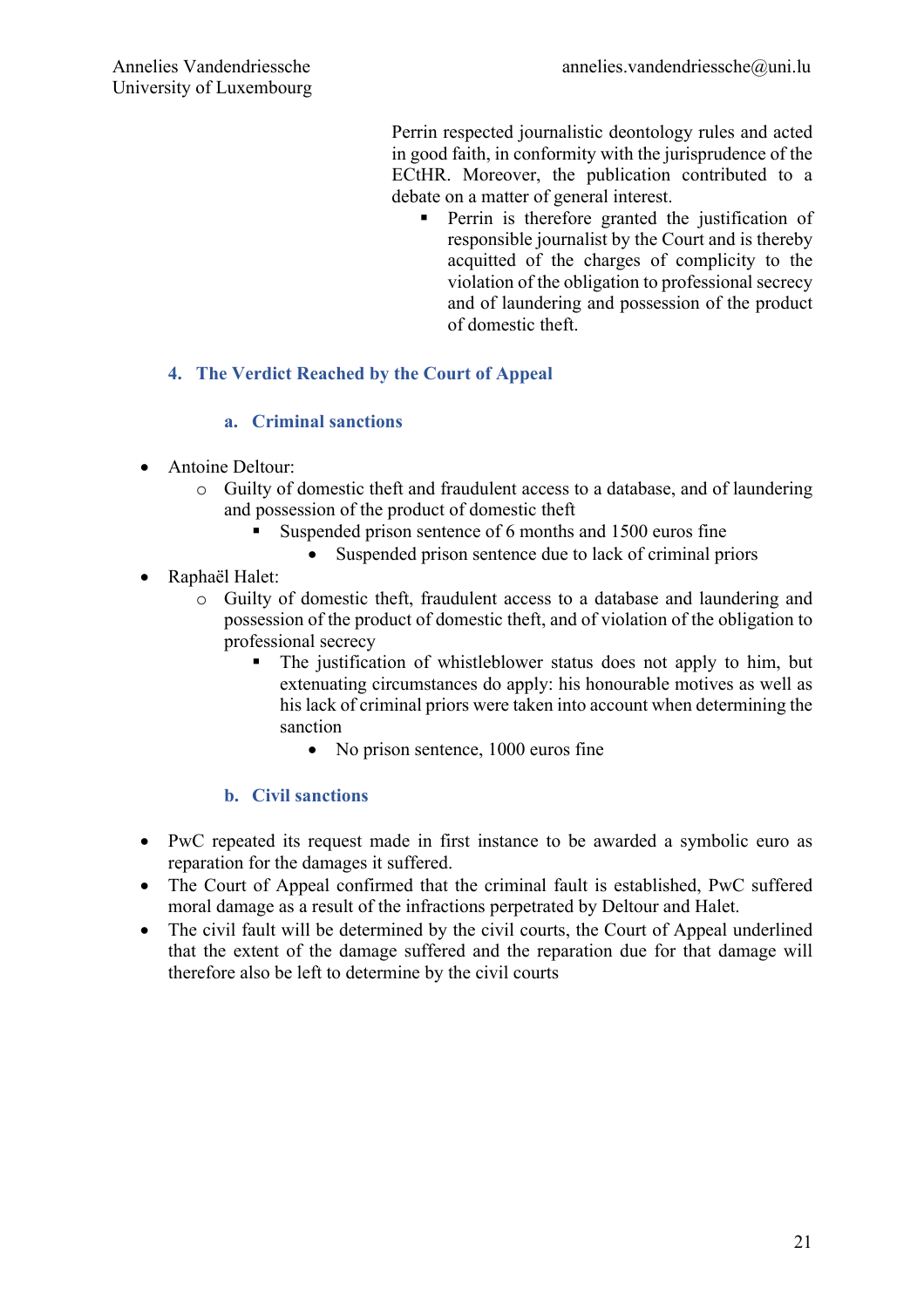Perrin respected journalistic deontology rules and acted in good faith, in conformity with the jurisprudence of the ECtHR. Moreover, the publication contributed to a debate on a matter of general interest.

- Perrin is therefore granted the justification of responsible journalist by the Court and is thereby acquitted of the charges of complicity to the violation of the obligation to professional secrecy and of laundering and possession of the product of domestic theft.

## 4. The Verdict Reached by the Court of Appeal

### a. Criminal sanctions

- Antoine Deltour:
  - Guilty of domestic theft and fraudulent access to a database, and of laundering and possession of the product of domestic theft
    - Suspended prison sentence of 6 months and 1500 euros fine
      - Suspended prison sentence due to lack of criminal priors
- Raphaël Halet:
  - Guilty of domestic theft, fraudulent access to a database and laundering and possession of the product of domestic theft, and of violation of the obligation to professional secrecy
    - The justification of whistleblower status does not apply to him, but extenuating circumstances do apply: his honourable motives as well as his lack of criminal priors were taken into account when determining the sanction
      - No prison sentence, 1000 euros fine

### b. Civil sanctions

- PwC repeated its request made in first instance to be awarded a symbolic euro as reparation for the damages it suffered.
- The Court of Appeal confirmed that the criminal fault is established, PwC suffered moral damage as a result of the infractions perpetrated by Deltour and Halet.
- The civil fault will be determined by the civil courts, the Court of Appeal underlined that the extent of the damage suffered and the reparation due for that damage will therefore also be left to determine by the civil courts